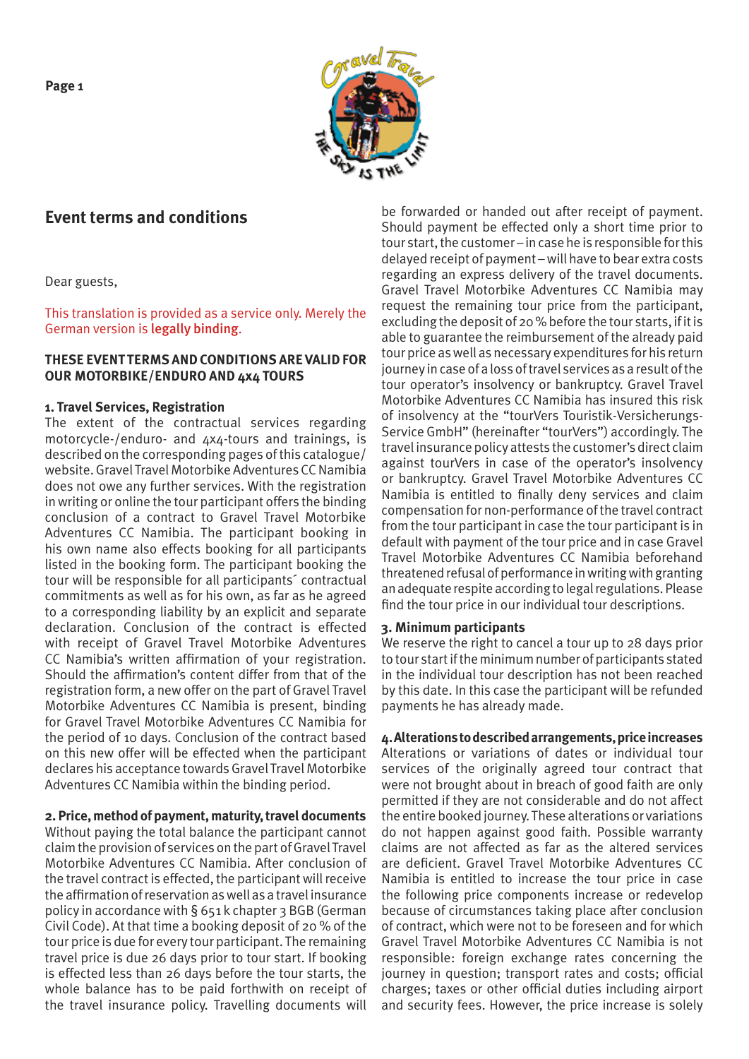# Event terms and conditions

Dear guests,

This translation is provided as a service only. Merely the German version is **legally binding**.

**THESE EVENT TERMS AND CONDITIONS ARE VALID FOR OUR MOTORBIKE/ENDURO AND 4x4 TOURS**

### 1. Travel Services, Registration

The extent of the contractual services regarding motorcycle-/enduro- and 4x4-tours and trainings, is described on the corresponding pages of this catalogue/website. Gravel Travel Motorbike Adventures CC Namibia does not owe any further services. With the registration in writing or online the tour participant offers the binding conclusion of a contract to Gravel Travel Motorbike Adventures CC Namibia. The participant booking in his own name also effects booking for all participants listed in the booking form. The participant booking the tour will be responsible for all participants´ contractual commitments as well as for his own, as far as he agreed to a corresponding liability by an explicit and separate declaration. Conclusion of the contract is effected with receipt of Gravel Travel Motorbike Adventures CC Namibia's written affirmation of your registration. Should the affirmation's content differ from that of the registration form, a new offer on the part of Gravel Travel Motorbike Adventures CC Namibia is present, binding for Gravel Travel Motorbike Adventures CC Namibia for the period of 10 days. Conclusion of the contract based on this new offer will be effected when the participant declares his acceptance towards Gravel Travel Motorbike Adventures CC Namibia within the binding period.

### 2. Price, method of payment, maturity, travel documents

Without paying the total balance the participant cannot claim the provision of services on the part of Gravel Travel Motorbike Adventures CC Namibia. After conclusion of the travel contract is effected, the participant will receive the affirmation of reservation as well as a travel insurance policy in accordance with § 651 k chapter 3 BGB (German Civil Code). At that time a booking deposit of 20 % of the tour price is due for every tour participant. The remaining travel price is due 26 days prior to tour start. If booking is effected less than 26 days before the tour starts, the whole balance has to be paid forthwith on receipt of the travel insurance policy. Travelling documents will be forwarded or handed out after receipt of payment. Should payment be effected only a short time prior to tour start, the customer – in case he is responsible for this delayed receipt of payment – will have to bear extra costs regarding an express delivery of the travel documents. Gravel Travel Motorbike Adventures CC Namibia may request the remaining tour price from the participant, excluding the deposit of 20 % before the tour starts, if it is able to guarantee the reimbursement of the already paid tour price as well as necessary expenditures for his return journey in case of a loss of travel services as a result of the tour operator's insolvency or bankruptcy. Gravel Travel Motorbike Adventures CC Namibia has insured this risk of insolvency at the "tourVers Touristik-Versicherungs-Service GmbH" (hereinafter "tourVers") accordingly. The travel insurance policy attests the customer's direct claim against tourVers in case of the operator's insolvency or bankruptcy. Gravel Travel Motorbike Adventures CC Namibia is entitled to finally deny services and claim compensation for non-performance of the travel contract from the tour participant in case the tour participant is in default with payment of the tour price and in case Gravel Travel Motorbike Adventures CC Namibia beforehand threatened refusal of performance in writing with granting an adequate respite according to legal regulations. Please find the tour price in our individual tour descriptions.

### 3. Minimum participants

We reserve the right to cancel a tour up to 28 days prior to tour start if the minimum number of participants stated in the individual tour description has not been reached by this date. In this case the participant will be refunded payments he has already made.

### 4. Alterations to described arrangements, price increases

Alterations or variations of dates or individual tour services of the originally agreed tour contract that were not brought about in breach of good faith are only permitted if they are not considerable and do not affect the entire booked journey. These alterations or variations do not happen against good faith. Possible warranty claims are not affected as far as the altered services are deficient. Gravel Travel Motorbike Adventures CC Namibia is entitled to increase the tour price in case the following price components increase or redevelop because of circumstances taking place after conclusion of contract, which were not to be foreseen and for which Gravel Travel Motorbike Adventures CC Namibia is not responsible: foreign exchange rates concerning the journey in question; transport rates and costs; official charges; taxes or other official duties including airport and security fees. However, the price increase is solely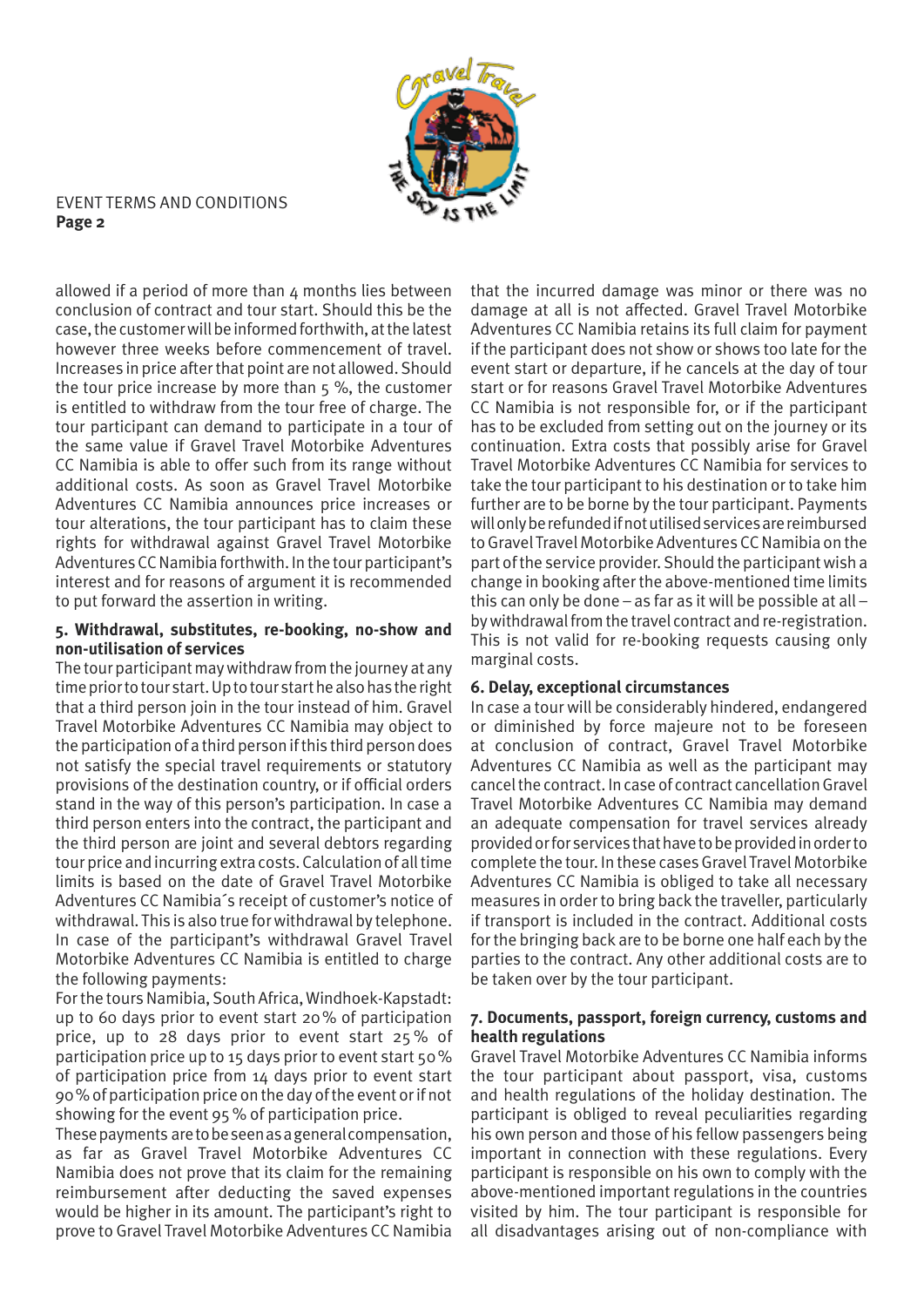allowed if a period of more than 4 months lies between conclusion of contract and tour start. Should this be the case, the customer will be informed forthwith, at the latest however three weeks before commencement of travel. Increases in price after that point are not allowed. Should the tour price increase by more than 5 %, the customer is entitled to withdraw from the tour free of charge. The tour participant can demand to participate in a tour of the same value if Gravel Travel Motorbike Adventures CC Namibia is able to offer such from its range without additional costs. As soon as Gravel Travel Motorbike Adventures CC Namibia announces price increases or tour alterations, the tour participant has to claim these rights for withdrawal against Gravel Travel Motorbike Adventures CC Namibia forthwith. In the tour participant's interest and for reasons of argument it is recommended to put forward the assertion in writing.

### 5. Withdrawal, substitutes, re-booking, no-show and non-utilisation of services

The tour participant may withdraw from the journey at any time prior to tour start. Up to tour start he also has the right that a third person join in the tour instead of him. Gravel Travel Motorbike Adventures CC Namibia may object to the participation of a third person if this third person does not satisfy the special travel requirements or statutory provisions of the destination country, or if official orders stand in the way of this person's participation. In case a third person enters into the contract, the participant and the third person are joint and several debtors regarding tour price and incurring extra costs. Calculation of all time limits is based on the date of Gravel Travel Motorbike Adventures CC Namibia´s receipt of customer's notice of withdrawal. This is also true for withdrawal by telephone. In case of the participant's withdrawal Gravel Travel Motorbike Adventures CC Namibia is entitled to charge the following payments:

For the tours Namibia, South Africa, Windhoek-Kapstadt: up to 60 days prior to event start 20 % of participation price, up to 28 days prior to event start 25 % of participation price up to 15 days prior to event start 50 % of participation price from 14 days prior to event start 90 % of participation price on the day of the event or if not showing for the event 95 % of participation price.

These payments are to be seen as a general compensation, as far as Gravel Travel Motorbike Adventures CC Namibia does not prove that its claim for the remaining reimbursement after deducting the saved expenses would be higher in its amount. The participant's right to prove to Gravel Travel Motorbike Adventures CC Namibia that the incurred damage was minor or there was no damage at all is not affected. Gravel Travel Motorbike Adventures CC Namibia retains its full claim for payment if the participant does not show or shows too late for the event start or departure, if he cancels at the day of tour start or for reasons Gravel Travel Motorbike Adventures CC Namibia is not responsible for, or if the participant has to be excluded from setting out on the journey or its continuation. Extra costs that possibly arise for Gravel Travel Motorbike Adventures CC Namibia for services to take the tour participant to his destination or to take him further are to be borne by the tour participant. Payments will only be refunded if not utilised services are reimbursed to Gravel Travel Motorbike Adventures CC Namibia on the part of the service provider. Should the participant wish a change in booking after the above-mentioned time limits this can only be done – as far as it will be possible at all – by withdrawal from the travel contract and re-registration. This is not valid for re-booking requests causing only marginal costs.

### 6. Delay, exceptional circumstances

In case a tour will be considerably hindered, endangered or diminished by force majeure not to be foreseen at conclusion of contract, Gravel Travel Motorbike Adventures CC Namibia as well as the participant may cancel the contract. In case of contract cancellation Gravel Travel Motorbike Adventures CC Namibia may demand an adequate compensation for travel services already provided or for services that have to be provided in order to complete the tour. In these cases Gravel Travel Motorbike Adventures CC Namibia is obliged to take all necessary measures in order to bring back the traveller, particularly if transport is included in the contract. Additional costs for the bringing back are to be borne one half each by the parties to the contract. Any other additional costs are to be taken over by the tour participant.

### 7. Documents, passport, foreign currency, customs and health regulations

Gravel Travel Motorbike Adventures CC Namibia informs the tour participant about passport, visa, customs and health regulations of the holiday destination. The participant is obliged to reveal peculiarities regarding his own person and those of his fellow passengers being important in connection with these regulations. Every participant is responsible on his own to comply with the above-mentioned important regulations in the countries visited by him. The tour participant is responsible for all disadvantages arising out of non-compliance with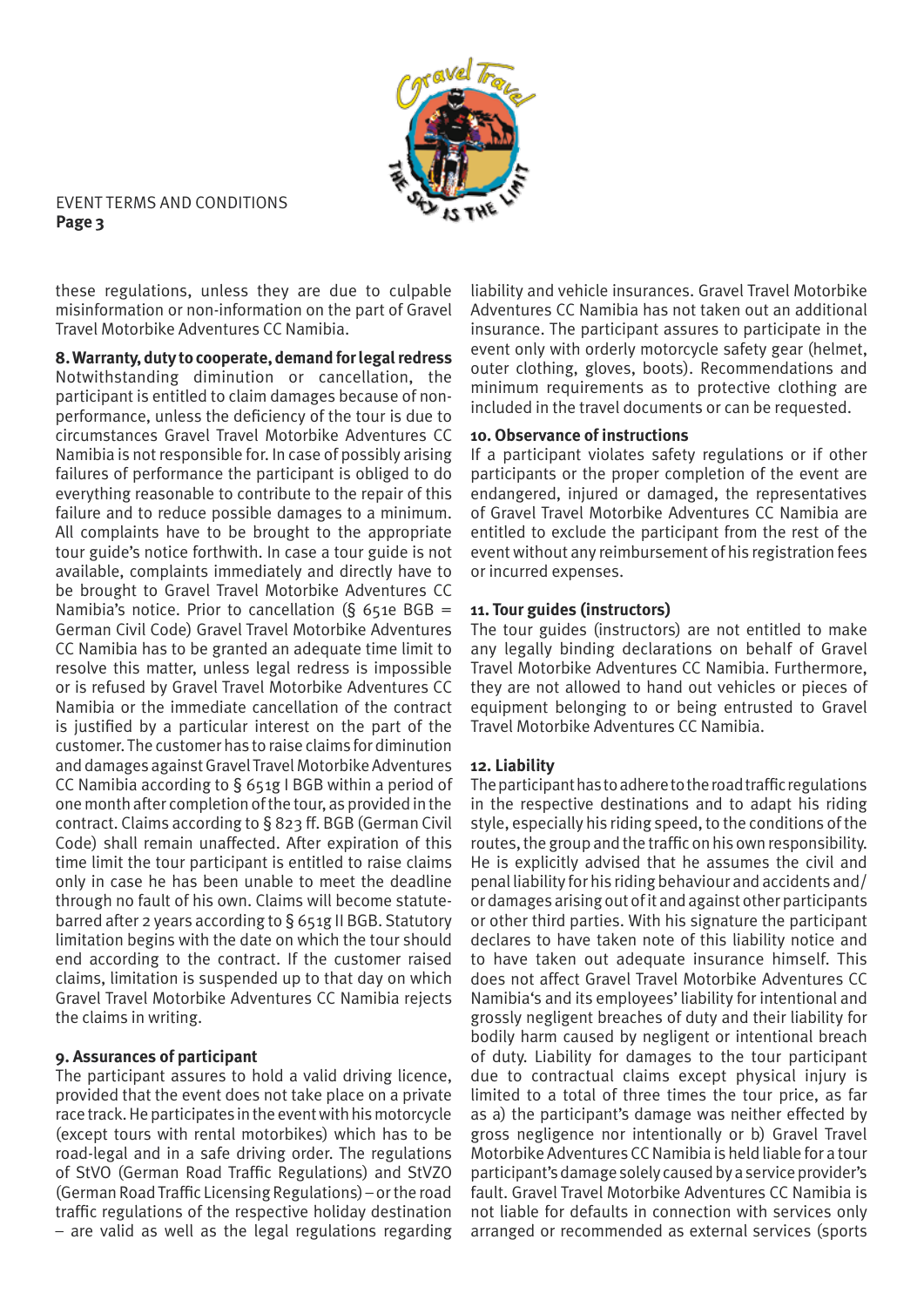these regulations, unless they are due to culpable misinformation or non-information on the part of Gravel Travel Motorbike Adventures CC Namibia.

**8. Warranty, duty to cooperate, demand for legal redress**

Notwithstanding diminution or cancellation, the participant is entitled to claim damages because of non-performance, unless the deficiency of the tour is due to circumstances Gravel Travel Motorbike Adventures CC Namibia is not responsible for. In case of possibly arising failures of performance the participant is obliged to do everything reasonable to contribute to the repair of this failure and to reduce possible damages to a minimum. All complaints have to be brought to the appropriate tour guide's notice forthwith. In case a tour guide is not available, complaints immediately and directly have to be brought to Gravel Travel Motorbike Adventures CC Namibia's notice. Prior to cancellation (§ 651e BGB = German Civil Code) Gravel Travel Motorbike Adventures CC Namibia has to be granted an adequate time limit to resolve this matter, unless legal redress is impossible or is refused by Gravel Travel Motorbike Adventures CC Namibia or the immediate cancellation of the contract is justified by a particular interest on the part of the customer. The customer has to raise claims for diminution and damages against Gravel Travel Motorbike Adventures CC Namibia according to § 651g I BGB within a period of one month after completion of the tour, as provided in the contract. Claims according to § 823 ff. BGB (German Civil Code) shall remain unaffected. After expiration of this time limit the tour participant is entitled to raise claims only in case he has been unable to meet the deadline through no fault of his own. Claims will become statute-barred after 2 years according to § 651g II BGB. Statutory limitation begins with the date on which the tour should end according to the contract. If the customer raised claims, limitation is suspended up to that day on which Gravel Travel Motorbike Adventures CC Namibia rejects the claims in writing.

**9. Assurances of participant**

The participant assures to hold a valid driving licence, provided that the event does not take place on a private race track. He participates in the event with his motorcycle (except tours with rental motorbikes) which has to be road-legal and in a safe driving order. The regulations of StVO (German Road Traffic Regulations) and StVZO (German Road Traffic Licensing Regulations) – or the road traffic regulations of the respective holiday destination – are valid as well as the legal regulations regarding liability and vehicle insurances. Gravel Travel Motorbike Adventures CC Namibia has not taken out an additional insurance. The participant assures to participate in the event only with orderly motorcycle safety gear (helmet, outer clothing, gloves, boots). Recommendations and minimum requirements as to protective clothing are included in the travel documents or can be requested.

**10. Observance of instructions**

If a participant violates safety regulations or if other participants or the proper completion of the event are endangered, injured or damaged, the representatives of Gravel Travel Motorbike Adventures CC Namibia are entitled to exclude the participant from the rest of the event without any reimbursement of his registration fees or incurred expenses.

**11. Tour guides (instructors)**

The tour guides (instructors) are not entitled to make any legally binding declarations on behalf of Gravel Travel Motorbike Adventures CC Namibia. Furthermore, they are not allowed to hand out vehicles or pieces of equipment belonging to or being entrusted to Gravel Travel Motorbike Adventures CC Namibia.

**12. Liability**

The participant has to adhere to the road traffic regulations in the respective destinations and to adapt his riding style, especially his riding speed, to the conditions of the routes, the group and the traffic on his own responsibility. He is explicitly advised that he assumes the civil and penal liability for his riding behaviour and accidents and/or damages arising out of it and against other participants or other third parties. With his signature the participant declares to have taken note of this liability notice and to have taken out adequate insurance himself. This does not affect Gravel Travel Motorbike Adventures CC Namibia's and its employees' liability for intentional and grossly negligent breaches of duty and their liability for bodily harm caused by negligent or intentional breach of duty. Liability for damages to the tour participant due to contractual claims except physical injury is limited to a total of three times the tour price, as far as a) the participant's damage was neither effected by gross negligence nor intentionally or b) Gravel Travel Motorbike Adventures CC Namibia is held liable for a tour participant's damage solely caused by a service provider's fault. Gravel Travel Motorbike Adventures CC Namibia is not liable for defaults in connection with services only arranged or recommended as external services (sports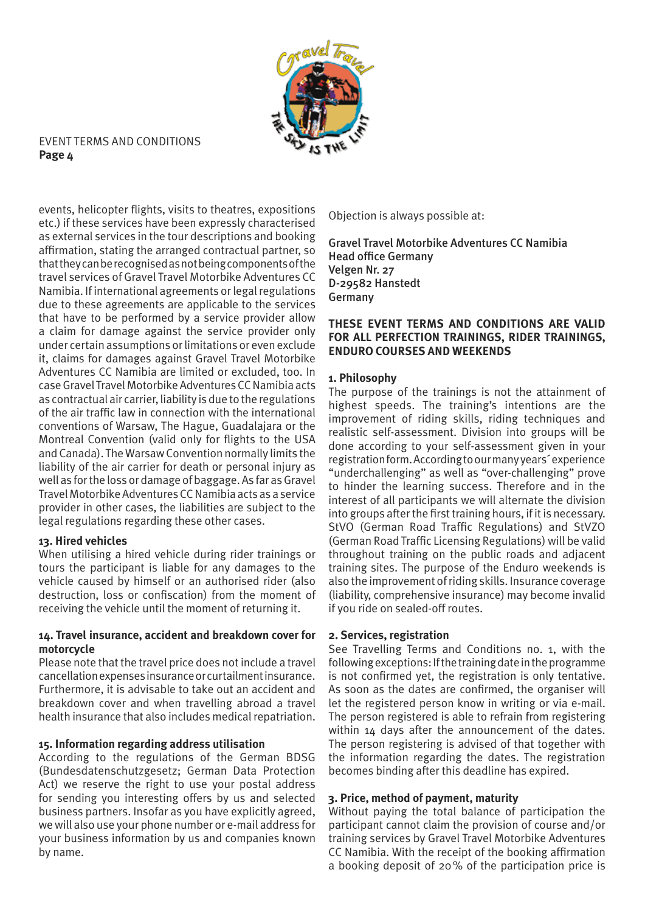events, helicopter flights, visits to theatres, expositions etc.) if these services have been expressly characterised as external services in the tour descriptions and booking affirmation, stating the arranged contractual partner, so that they can be recognised as not being components of the travel services of Gravel Travel Motorbike Adventures CC Namibia. If international agreements or legal regulations due to these agreements are applicable to the services that have to be performed by a service provider allow a claim for damage against the service provider only under certain assumptions or limitations or even exclude it, claims for damages against Gravel Travel Motorbike Adventures CC Namibia are limited or excluded, too. In case Gravel Travel Motorbike Adventures CC Namibia acts as contractual air carrier, liability is due to the regulations of the air traffic law in connection with the international conventions of Warsaw, The Hague, Guadalajara or the Montreal Convention (valid only for flights to the USA and Canada). The Warsaw Convention normally limits the liability of the air carrier for death or personal injury as well as for the loss or damage of baggage. As far as Gravel Travel Motorbike Adventures CC Namibia acts as a service provider in other cases, the liabilities are subject to the legal regulations regarding these other cases.

### 13. Hired vehicles

When utilising a hired vehicle during rider trainings or tours the participant is liable for any damages to the vehicle caused by himself or an authorised rider (also destruction, loss or confiscation) from the moment of receiving the vehicle until the moment of returning it.

### 14. Travel insurance, accident and breakdown cover for motorcycle

Please note that the travel price does not include a travel cancellation expenses insurance or curtailment insurance. Furthermore, it is advisable to take out an accident and breakdown cover and when travelling abroad a travel health insurance that also includes medical repatriation.

### 15. Information regarding address utilisation

According to the regulations of the German BDSG (Bundesdatenschutzgesetz; German Data Protection Act) we reserve the right to use your postal address for sending you interesting offers by us and selected business partners. Insofar as you have explicitly agreed, we will also use your phone number or e-mail address for your business information by us and companies known by name.

Objection is always possible at:

**Gravel Travel Motorbike Adventures CC Namibia**
**Head office Germany**
**Velgen Nr. 27**
**D-29582 Hanstedt**
**Germany**

## THESE EVENT TERMS AND CONDITIONS ARE VALID FOR ALL PERFECTION TRAININGS, RIDER TRAININGS, ENDURO COURSES AND WEEKENDS

### 1. Philosophy

The purpose of the trainings is not the attainment of highest speeds. The training's intentions are the improvement of riding skills, riding techniques and realistic self-assessment. Division into groups will be done according to your self-assessment given in your registration form. According to our many years´ experience "underchallenging" as well as "over-challenging" prove to hinder the learning success. Therefore and in the interest of all participants we will alternate the division into groups after the first training hours, if it is necessary. StVO (German Road Traffic Regulations) and StVZO (German Road Traffic Licensing Regulations) will be valid throughout training on the public roads and adjacent training sites. The purpose of the Enduro weekends is also the improvement of riding skills. Insurance coverage (liability, comprehensive insurance) may become invalid if you ride on sealed-off routes.

### 2. Services, registration

See Travelling Terms and Conditions no. 1, with the following exceptions: If the training date in the programme is not confirmed yet, the registration is only tentative. As soon as the dates are confirmed, the organiser will let the registered person know in writing or via e-mail. The person registered is able to refrain from registering within 14 days after the announcement of the dates. The person registering is advised of that together with the information regarding the dates. The registration becomes binding after this deadline has expired.

### 3. Price, method of payment, maturity

Without paying the total balance of participation the participant cannot claim the provision of course and/or training services by Gravel Travel Motorbike Adventures CC Namibia. With the receipt of the booking affirmation a booking deposit of 20% of the participation price is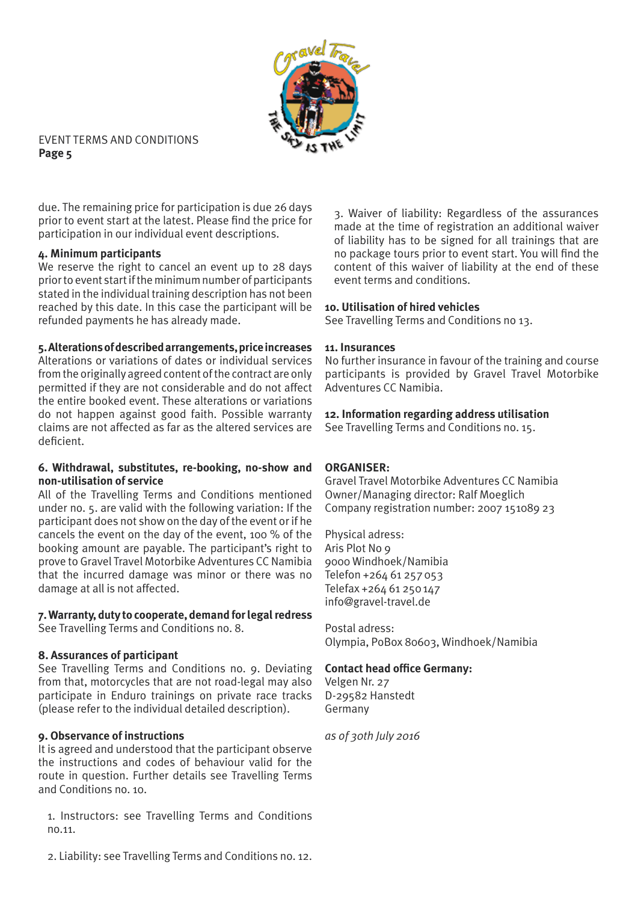due. The remaining price for participation is due 26 days prior to event start at the latest. Please find the price for participation in our individual event descriptions.

**4. Minimum participants**

We reserve the right to cancel an event up to 28 days prior to event start if the minimum number of participants stated in the individual training description has not been reached by this date. In this case the participant will be refunded payments he has already made.

**5. Alterations of described arrangements, price increases**

Alterations or variations of dates or individual services from the originally agreed content of the contract are only permitted if they are not considerable and do not affect the entire booked event. These alterations or variations do not happen against good faith. Possible warranty claims are not affected as far as the altered services are deficient.

**6. Withdrawal, substitutes, re-booking, no-show and non-utilisation of service**

All of the Travelling Terms and Conditions mentioned under no. 5. are valid with the following variation: If the participant does not show on the day of the event or if he cancels the event on the day of the event, 100 % of the booking amount are payable. The participant's right to prove to Gravel Travel Motorbike Adventures CC Namibia that the incurred damage was minor or there was no damage at all is not affected.

**7. Warranty, duty to cooperate, demand for legal redress**

See Travelling Terms and Conditions no. 8.

**8. Assurances of participant**

See Travelling Terms and Conditions no. 9. Deviating from that, motorcycles that are not road-legal may also participate in Enduro trainings on private race tracks (please refer to the individual detailed description).

**9. Observance of instructions**

It is agreed and understood that the participant observe the instructions and codes of behaviour valid for the route in question. Further details see Travelling Terms and Conditions no. 10.

1. Instructors: see Travelling Terms and Conditions no.11.
2. Liability: see Travelling Terms and Conditions no. 12.
3. Waiver of liability: Regardless of the assurances made at the time of registration an additional waiver of liability has to be signed for all trainings that are no package tours prior to event start. You will find the content of this waiver of liability at the end of these event terms and conditions.

**10. Utilisation of hired vehicles**

See Travelling Terms and Conditions no 13.

**11. Insurances**

No further insurance in favour of the training and course participants is provided by Gravel Travel Motorbike Adventures CC Namibia.

**12. Information regarding address utilisation**

See Travelling Terms and Conditions no. 15.

**ORGANISER:**

Gravel Travel Motorbike Adventures CC Namibia
Owner/Managing director: Ralf Moeglich
Company registration number: 2007 151089 23

Physical adress:
Aris Plot No 9
9000 Windhoek/Namibia
Telefon +264 61 257 053
Telefax +264 61 250 147
info@gravel-travel.de

Postal adress:
Olympia, PoBox 80603, Windhoek/Namibia

**Contact head office Germany:**

Velgen Nr. 27
D-29582 Hanstedt
Germany

*as of 30th July 2016*